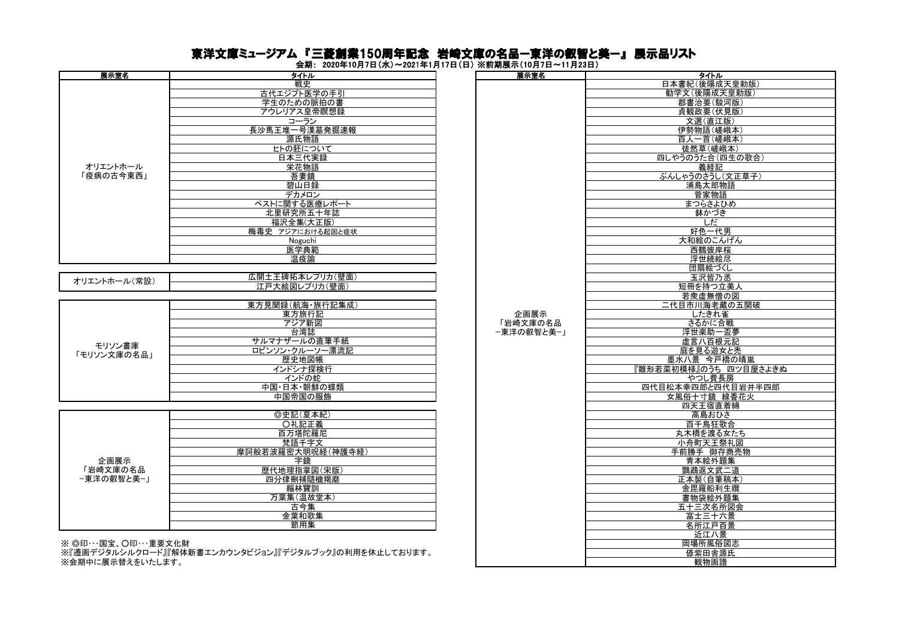# 東洋文庫ミュージアム『三菱創業150周年記念　岩崎文庫の名品－東洋の叡智と美－』展示品リスト

会期：2020年10月7日（水）～2021年1月17日（日）※前期展示（10月7日～11月23日）

| 展示室名 | タイトル |
|---|---|
| オリエントホール「疫病の古今東西」 | 戦史 |
| | 古代エジプト医学の手引 |
| | 学生のための脈拍の書 |
| | アウレリアス皇帝瞑想録 |
| | コーラン |
| | 長沙馬王堆一号漢墓発掘速報 |
| | 源氏物語 |
| | ヒトの胚について |
| | 日本三代実録 |
| | 栄花物語 |
| | 吾妻鏡 |
| | 碧山日録 |
| | デカメロン |
| | ペストに関する医療レポート |
| | 北里研究所五十年誌 |
| | 福沢全集(大正版) |
| | 梅毒史　アジアにおける起因と症状 |
| | Noguchi |
| | 医学典範 |
| | 温疫論 |

| 展示室名 | タイトル |
|---|---|
| オリエントホール（常設） | 広開土王碑拓本レプリカ(壁面) |
| | 江戸大絵図レプリカ(壁面) |

| 展示室名 | タイトル |
|---|---|
| モリソン書庫「モリソン文庫の名品」 | 東方見聞録(航海・旅行記集成) |
| | 東方旅行記 |
| | アジア新図 |
| | 台湾誌 |
| | サルマナザールの直筆手紙 |
| | ロビンソン・クルーソー漂流記 |
| | 歴史地図帳 |
| | インドシナ探検行 |
| | インドの蛇 |
| | 中国・日本・朝鮮の蝶類 |
| | 中国帝国の服飾 |

| 展示室名 | タイトル |
|---|---|
| 企画展示「岩崎文庫の名品－東洋の叡智と美－」 | ◎史記(夏本紀) |
| | ○礼記正義 |
| | 百万塔陀羅尼 |
| | 梵語千字文 |
| | 摩訶般若波羅密大明呪経(神護寺経) |
| | 字鏡 |
| | 歴代地理指掌図(宋版) |
| | 四分律删補隨機羯磨 |
| | 緇林寶訓 |
| | 万葉集(温故堂本) |
| | 古今集 |
| | 金葉和歌集 |
| | 節用集 |

※ ◎印…国宝、○印…重要文化財
※『遷画デジタルシルクロード』『解体新書エンカウンタビジョン』『デジタルブック』の利用を休止しております。
※会期中に展示替えをいたします。

| 展示室名 | タイトル |
|---|---|
| 企画展示「岩崎文庫の名品－東洋の叡智と美－」 | 日本書紀(後陽成天皇勅版) |
| | 勧学文(後陽成天皇勅版) |
| | 郡書治要(駿河版) |
| | 貞観政要(伏見版) |
| | 文選(直江版) |
| | 伊勢物語(嵯峨本) |
| | 百人一首(嵯峨本) |
| | 徒然草(嵯峨本) |
| | 四しやうのうた合(四生の歌合) |
| | 義経記 |
| | ぶんしゃうのさうし(文正草子) |
| | 浦島太郎物語 |
| | 菅家物語 |
| | まつらさよひめ |
| | 鉢かづき |
| | しだ |
| | 好色一代男 |
| | 大和絵のこんげん |
| | 西鶴彼岸桜 |
| | 浮世続絵尽 |
| | 団扇絵づくし |
| | 玉沢皆乃丞 |
| | 短冊を持つ立美人 |
| | 若衆虚無僧の図 |
| | 二代目市川海老蔵の五関破 |
| | したきれ雀 |
| | さるかに合戦 |
| | 浮世楽助一盃夢 |
| | 虚言八百根元記 |
| | 庭を見る遊女と禿 |
| | 墨水八景　今戸橋の晴嵐 |
| | 『雛形若菜初模様』のうち　四ツ目屋さよきぬ |
| | やつし費長房 |
| | 四代目松本幸四郎と四代目岩井半四郎 |
| | 女風俗十寸鏡　線香花火 |
| | 四天王宿直着綿 |
| | 高島おひさ |
| | 百千鳥狂歌合 |
| | 丸木橋を渡る女たち |
| | 小舟町天王祭礼図 |
| | 手前勝手　御存商売物 |
| | 青本絵外題集 |
| | 鸚鵡返文武二道 |
| | 正本製(自筆稿本) |
| | 金毘羅船利生纜 |
| | 書物袋絵外題集 |
| | 五十三次名所図会 |
| | 富士三十六景 |
| | 名所江戸百景 |
| | 近江八景 |
| | 岡場所風俗図志 |
| | 偐紫田舎源氏 |
| | 観物画譜 |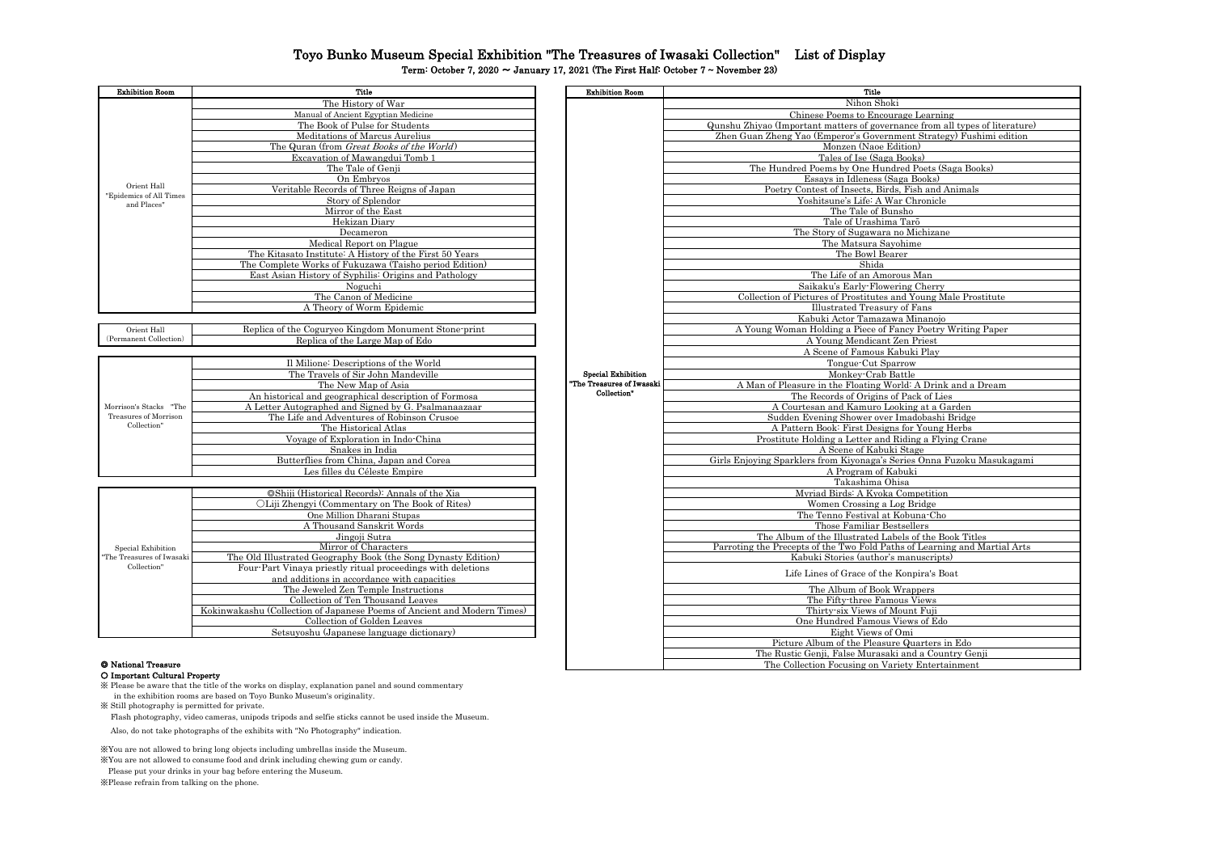# Toyo Bunko Museum Special Exhibition "The Treasures of Iwasaki Collection"　List of Display

Term: October 7, 2020 ～ January 17, 2021 (The First Half: October 7 ~ November 23)

| Exhibition Room | Title |
|---|---|
| Orient Hall "Epidemics of All Times and Places" | The History of War |
| | Manual of Ancient Egyptian Medicine |
| | The Book of Pulse for Students |
| | Meditations of Marcus Aurelius |
| | The Quran (from *Great Books of the World*) |
| | Excavation of Mawangdui Tomb 1 |
| | The Tale of Genji |
| | On Embryos |
| | Veritable Records of Three Reigns of Japan |
| | Story of Splendor |
| | Mirror of the East |
| | Hekizan Diary |
| | Decameron |
| | Medical Report on Plague |
| | The Kitasato Institute: A History of the First 50 Years |
| | The Complete Works of Fukuzawa (Taisho period Edition) |
| | East Asian History of Syphilis: Origins and Pathology |
| | Noguchi |
| | The Canon of Medicine |
| | A Theory of Worm Epidemic |

| Exhibition Room | Title |
|---|---|
| Orient Hall (Permanent Collection) | Replica of the Coguryeo Kingdom Monument Stone-print |
| | Replica of the Large Map of Edo |

| Exhibition Room | Title |
|---|---|
| Morrison's Stacks "The Treasures of Morrison Collection" | Il Milione: Descriptions of the World |
| | The Travels of Sir John Mandeville |
| | The New Map of Asia |
| | An historical and geographical description of Formosa |
| | A Letter Autographed and Signed by G. Psalmanaazaar |
| | The Life and Adventures of Robinson Crusoe |
| | The Historical Atlas |
| | Voyage of Exploration in Indo-China |
| | Snakes in India |
| | Butterflies from China, Japan and Corea |
| | Les filles du Céleste Empire |

| Exhibition Room | Title |
|---|---|
| Special Exhibition "The Treasures of Iwasaki Collection" | ◎Shiji (Historical Records): Annals of the Xia |
| | ○Liji Zhengyi (Commentary on The Book of Rites) |
| | One Million Dharani Stupas |
| | A Thousand Sanskrit Words |
| | Jingoji Sutra |
| | Mirror of Characters |
| | The Old Illustrated Geography Book (the Song Dynasty Edition) |
| | Four-Part Vinaya priestly ritual proceedings with deletions and additions in accordance with capacities |
| | The Jeweled Zen Temple Instructions |
| | Collection of Ten Thousand Leaves |
| | Kokinwakashu (Collection of Japanese Poems of Ancient and Modern Times) |
| | Collection of Golden Leaves |
| | Setsuyoshu (Japanese language dictionary) |

**◎ National Treasure**

**○ Important Cultural Property**

※ Please be aware that the title of the works on display, explanation panel and sound commentary in the exhibition rooms are based on Toyo Bunko Museum's originality.

※ Still photography is permitted for private.

Flash photography, video cameras, unipods tripods and selfie sticks cannot be used inside the Museum.

Also, do not take photographs of the exhibits with "No Photography" indication.

※You are not allowed to bring long objects including umbrellas inside the Museum.

※You are not allowed to consume food and drink including chewing gum or candy.

Please put your drinks in your bag before entering the Museum.

※Please refrain from talking on the phone.

| Exhibition Room | Title |
|---|---|
| Special Exhibition "The Treasures of Iwasaki Collection" | Nihon Shoki |
| | Chinese Poems to Encourage Learning |
| | Qunshu Zhiyao (Important matters of governance from all types of literature) |
| | Zhen Guan Zheng Yao (Emperor's Government Strategy) Fushimi edition |
| | Monzen (Naoe Edition) |
| | Tales of Ise (Saga Books) |
| | The Hundred Poems by One Hundred Poets (Saga Books) |
| | Essays in Idleness (Saga Books) |
| | Poetry Contest of Insects, Birds, Fish and Animals |
| | Yoshitsune's Life: A War Chronicle |
| | The Tale of Bunsho |
| | Tale of Urashima Tarō |
| | The Story of Sugawara no Michizane |
| | The Matsura Sayohime |
| | The Bowl Bearer |
| | Shida |
| | The Life of an Amorous Man |
| | Saikaku's Early-Flowering Cherry |
| | Collection of Pictures of Prostitutes and Young Male Prostitute |
| | Illustrated Treasury of Fans |
| | Kabuki Actor Tamazawa Minanojo |
| | A Young Woman Holding a Piece of Fancy Poetry Writing Paper |
| | A Young Mendicant Zen Priest |
| | A Scene of Famous Kabuki Play |
| | Tongue-Cut Sparrow |
| | Monkey-Crab Battle |
| | A Man of Pleasure in the Floating World: A Drink and a Dream |
| | The Records of Origins of Pack of Lies |
| | A Courtesan and Kamuro Looking at a Garden |
| | Sudden Evening Shower over Imadobashi Bridge |
| | A Pattern Book: First Designs for Young Herbs |
| | Prostitute Holding a Letter and Riding a Flying Crane |
| | A Scene of Kabuki Stage |
| | Girls Enjoying Sparklers from Kiyonaga's Series Onna Fuzoku Masukagami |
| | A Program of Kabuki |
| | Takashima Ohisa |
| | Myriad Birds: A Kyoka Competition |
| | Women Crossing a Log Bridge |
| | The Tenno Festival at Kobuna-Cho |
| | Those Familiar Bestsellers |
| | The Album of the Illustrated Labels of the Book Titles |
| | Parroting the Precepts of the Two Fold Paths of Learning and Martial Arts |
| | Kabuki Stories (author's manuscripts) |
| | Life Lines of Grace of the Konpira's Boat |
| | The Album of Book Wrappers |
| | The Fifty-three Famous Views |
| | Thirty-six Views of Mount Fuji |
| | One Hundred Famous Views of Edo |
| | Eight Views of Omi |
| | Picture Album of the Pleasure Quarters in Edo |
| | The Rustic Genji, False Murasaki and a Country Genji |
| | The Collection Focusing on Variety Entertainment |